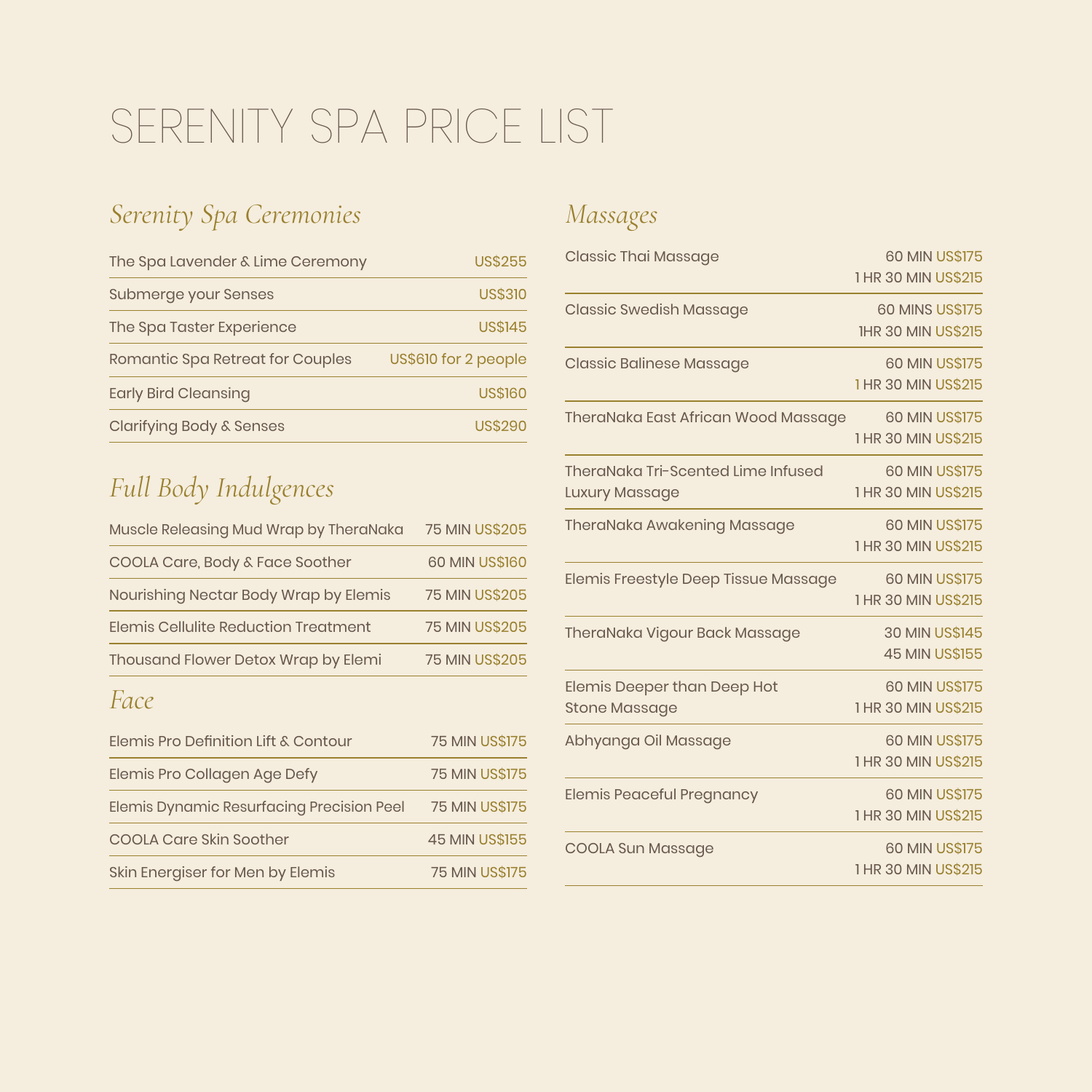# SERENITY SPA PRICE LIST

## Serenity Spa Ceremonies

| Treatment | Price |
|---|---|
| The Spa Lavender & Lime Ceremony | US$255 |
| Submerge your Senses | US$310 |
| The Spa Taster Experience | US$145 |
| Romantic Spa Retreat for Couples | US$610 for 2 people |
| Early Bird Cleansing | US$160 |
| Clarifying Body & Senses | US$290 |

## Full Body Indulgences

| Treatment | Duration | Price |
|---|---|---|
| Muscle Releasing Mud Wrap by TheraNaka | 75 MIN | US$205 |
| COOLA Care, Body & Face Soother | 60 MIN | US$160 |
| Nourishing Nectar Body Wrap by Elemis | 75 MIN | US$205 |
| Elemis Cellulite Reduction Treatment | 75 MIN | US$205 |
| Thousand Flower Detox Wrap by Elemi | 75 MIN | US$205 |

## Face

| Treatment | Duration | Price |
|---|---|---|
| Elemis Pro Definition Lift & Contour | 75 MIN | US$175 |
| Elemis Pro Collagen Age Defy | 75 MIN | US$175 |
| Elemis Dynamic Resurfacing Precision Peel | 75 MIN | US$175 |
| COOLA Care Skin Soother | 45 MIN | US$155 |
| Skin Energiser for Men by Elemis | 75 MIN | US$175 |

## Massages

| Treatment | Duration | Price |
|---|---|---|
| Classic Thai Massage | 60 MIN | US$175 |
| | 1 HR 30 MIN | US$215 |
| Classic Swedish Massage | 60 MINS | US$175 |
| | 1HR 30 MIN | US$215 |
| Classic Balinese Massage | 60 MIN | US$175 |
| | 1 HR 30 MIN | US$215 |
| TheraNaka East African Wood Massage | 60 MIN | US$175 |
| | 1 HR 30 MIN | US$215 |
| TheraNaka Tri-Scented Lime Infused Luxury Massage | 60 MIN | US$175 |
| | 1 HR 30 MIN | US$215 |
| TheraNaka Awakening Massage | 60 MIN | US$175 |
| | 1 HR 30 MIN | US$215 |
| Elemis Freestyle Deep Tissue Massage | 60 MIN | US$175 |
| | 1 HR 30 MIN | US$215 |
| TheraNaka Vigour Back Massage | 30 MIN | US$145 |
| | 45 MIN | US$155 |
| Elemis Deeper than Deep Hot Stone Massage | 60 MIN | US$175 |
| | 1 HR 30 MIN | US$215 |
| Abhyanga Oil Massage | 60 MIN | US$175 |
| | 1 HR 30 MIN | US$215 |
| Elemis Peaceful Pregnancy | 60 MIN | US$175 |
| | 1 HR 30 MIN | US$215 |
| COOLA Sun Massage | 60 MIN | US$175 |
| | 1 HR 30 MIN | US$215 |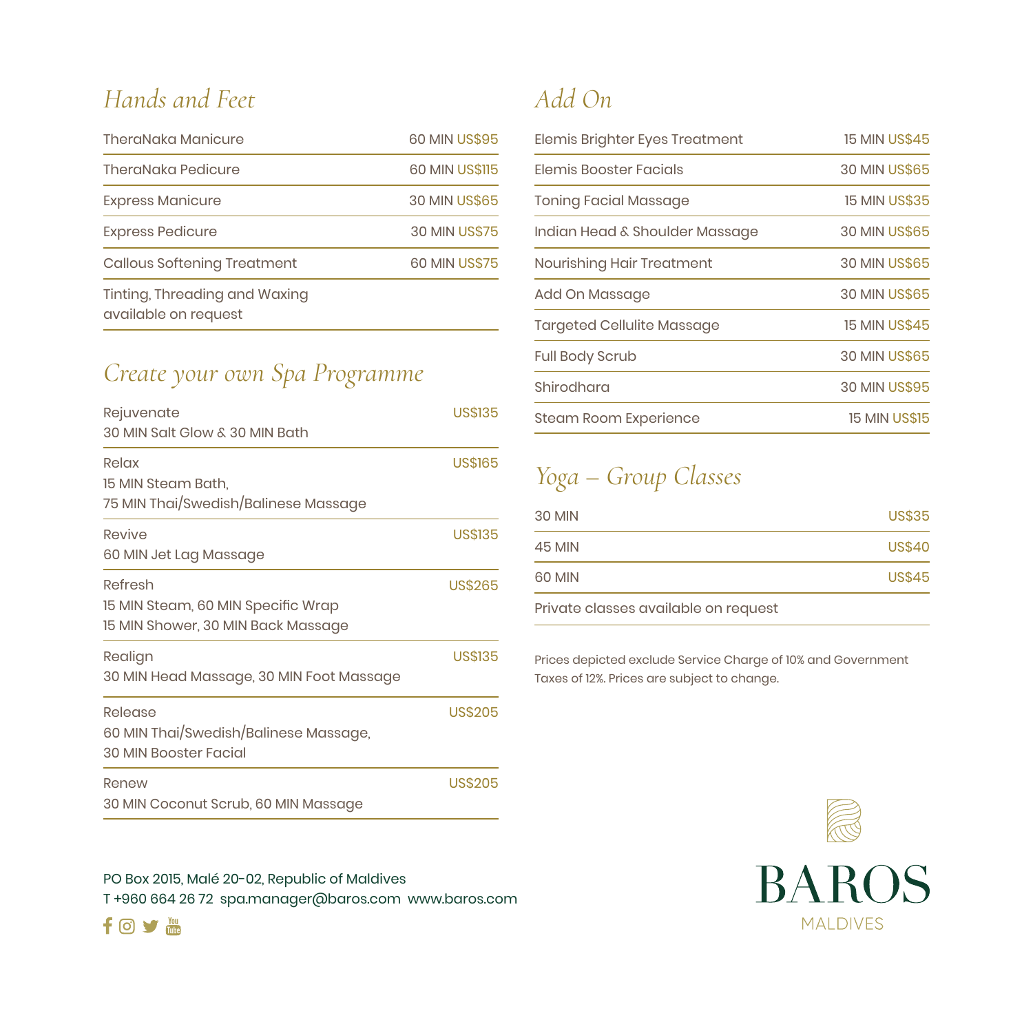## Hands and Feet

| | | |
|---|---|---|
| TheraNaka Manicure | 60 MIN | US$95 |
| TheraNaka Pedicure | 60 MIN | US$115 |
| Express Manicure | 30 MIN | US$65 |
| Express Pedicure | 30 MIN | US$75 |
| Callous Softening Treatment | 60 MIN | US$75 |
| Tinting, Threading and Waxing available on request | | |

## Create your own Spa Programme

| | |
|---|---|
| Rejuvenate<br>30 MIN Salt Glow & 30 MIN Bath | US$135 |
| Relax<br>15 MIN Steam Bath,<br>75 MIN Thai/Swedish/Balinese Massage | US$165 |
| Revive<br>60 MIN Jet Lag Massage | US$135 |
| Refresh<br>15 MIN Steam, 60 MIN Specific Wrap<br>15 MIN Shower, 30 MIN Back Massage | US$265 |
| Realign<br>30 MIN Head Massage, 30 MIN Foot Massage | US$135 |
| Release<br>60 MIN Thai/Swedish/Balinese Massage,<br>30 MIN Booster Facial | US$205 |
| Renew<br>30 MIN Coconut Scrub, 60 MIN Massage | US$205 |

## Add On

| | | |
|---|---|---|
| Elemis Brighter Eyes Treatment | 15 MIN | US$45 |
| Elemis Booster Facials | 30 MIN | US$65 |
| Toning Facial Massage | 15 MIN | US$35 |
| Indian Head & Shoulder Massage | 30 MIN | US$65 |
| Nourishing Hair Treatment | 30 MIN | US$65 |
| Add On Massage | 30 MIN | US$65 |
| Targeted Cellulite Massage | 15 MIN | US$45 |
| Full Body Scrub | 30 MIN | US$65 |
| Shirodhara | 30 MIN | US$95 |
| Steam Room Experience | 15 MIN | US$15 |

## Yoga – Group Classes

| | |
|---|---|
| 30 MIN | US$35 |
| 45 MIN | US$40 |
| 60 MIN | US$45 |
| Private classes available on request | |

Prices depicted exclude Service Charge of 10% and Government Taxes of 12%. Prices are subject to change.

PO Box 2015, Malé 20-02, Republic of Maldives
T +960 664 26 72 spa.manager@baros.com www.baros.com

BAROS
MALDIVES